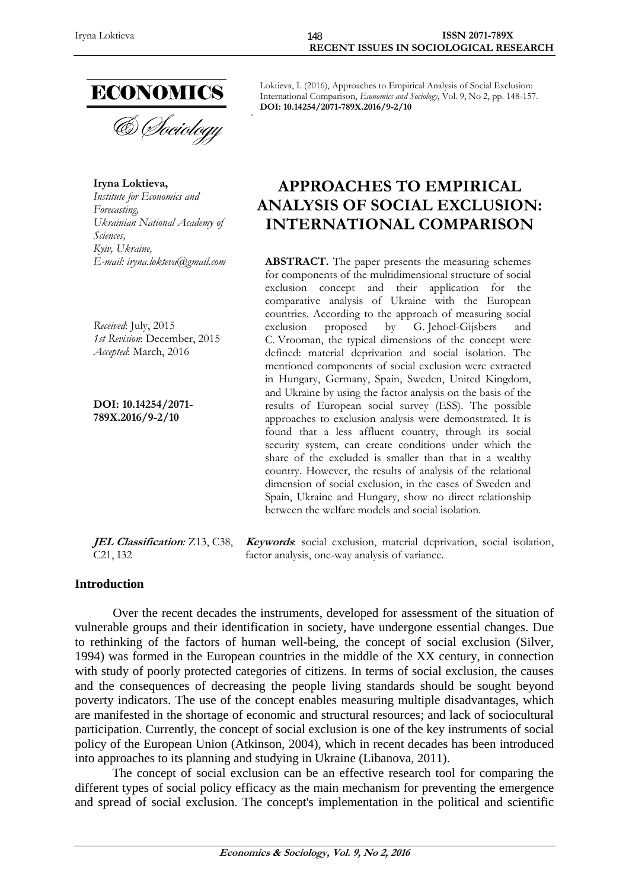Loktieva, I. (2016), Approaches to Empirical Analysis of Social Exclusion: International Comparison, *Economics and Sociology*, Vol. 9, No 2, pp. 148-157. **DOI: 10.14254/2071-789X.2016/9-2/10**

**Iryna Loktieva,**
*Institute for Economics and Forecasting,*
*Ukrainian National Academy of Sciences,*
*Kyiv, Ukraine,*
*E-mail: iryna.lokteva@gmail.com*

*Received*: July, 2015
*1st Revision*: December, 2015
*Accepted*: March, 2016

**DOI: 10.14254/2071-789X.2016/9-2/10**

# APPROACHES TO EMPIRICAL ANALYSIS OF SOCIAL EXCLUSION: INTERNATIONAL COMPARISON

**ABSTRACT.** The paper presents the measuring schemes for components of the multidimensional structure of social exclusion concept and their application for the comparative analysis of Ukraine with the European countries. According to the approach of measuring social exclusion proposed by G. Jehoel-Gijsbers and C. Vrooman, the typical dimensions of the concept were defined: material deprivation and social isolation. The mentioned components of social exclusion were extracted in Hungary, Germany, Spain, Sweden, United Kingdom, and Ukraine by using the factor analysis on the basis of the results of European social survey (ESS). The possible approaches to exclusion analysis were demonstrated. It is found that a less affluent country, through its social security system, can create conditions under which the share of the excluded is smaller than that in a wealthy country. However, the results of analysis of the relational dimension of social exclusion, in the cases of Sweden and Spain, Ukraine and Hungary, show no direct relationship between the welfare models and social isolation.

***JEL Classification:*** Z13, C38, C21, I32

***Keywords***: social exclusion, material deprivation, social isolation, factor analysis, one-way analysis of variance.

## Introduction

Over the recent decades the instruments, developed for assessment of the situation of vulnerable groups and their identification in society, have undergone essential changes. Due to rethinking of the factors of human well-being, the concept of social exclusion (Silver, 1994) was formed in the European countries in the middle of the XX century, in connection with study of poorly protected categories of citizens. In terms of social exclusion, the causes and the consequences of decreasing the people living standards should be sought beyond poverty indicators. The use of the concept enables measuring multiple disadvantages, which are manifested in the shortage of economic and structural resources; and lack of sociocultural participation. Currently, the concept of social exclusion is one of the key instruments of social policy of the European Union (Atkinson, 2004), which in recent decades has been introduced into approaches to its planning and studying in Ukraine (Libanova, 2011).

The concept of social exclusion can be an effective research tool for comparing the different types of social policy efficacy as the main mechanism for preventing the emergence and spread of social exclusion. The concept's implementation in the political and scientific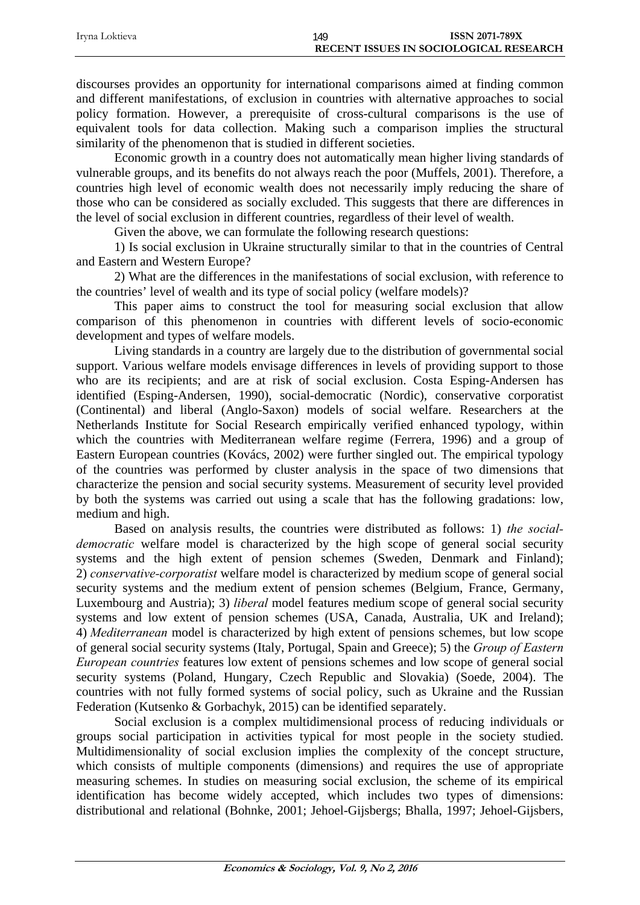discourses provides an opportunity for international comparisons aimed at finding common and different manifestations, of exclusion in countries with alternative approaches to social policy formation. However, a prerequisite of cross-cultural comparisons is the use of equivalent tools for data collection. Making such a comparison implies the structural similarity of the phenomenon that is studied in different societies.

Economic growth in a country does not automatically mean higher living standards of vulnerable groups, and its benefits do not always reach the poor (Muffels, 2001). Therefore, a countries high level of economic wealth does not necessarily imply reducing the share of those who can be considered as socially excluded. This suggests that there are differences in the level of social exclusion in different countries, regardless of their level of wealth.

Given the above, we can formulate the following research questions:

1) Is social exclusion in Ukraine structurally similar to that in the countries of Central and Eastern and Western Europe?

2) What are the differences in the manifestations of social exclusion, with reference to the countries' level of wealth and its type of social policy (welfare models)?

This paper aims to construct the tool for measuring social exclusion that allow comparison of this phenomenon in countries with different levels of socio-economic development and types of welfare models.

Living standards in a country are largely due to the distribution of governmental social support. Various welfare models envisage differences in levels of providing support to those who are its recipients; and are at risk of social exclusion. Costa Esping-Andersen has identified (Esping-Andersen, 1990), social-democratic (Nordic), conservative corporatist (Continental) and liberal (Anglo-Saxon) models of social welfare. Researchers at the Netherlands Institute for Social Research empirically verified enhanced typology, within which the countries with Mediterranean welfare regime (Ferrera, 1996) and a group of Eastern European countries (Kovács, 2002) were further singled out. The empirical typology of the countries was performed by cluster analysis in the space of two dimensions that characterize the pension and social security systems. Measurement of security level provided by both the systems was carried out using a scale that has the following gradations: low, medium and high.

Based on analysis results, the countries were distributed as follows: 1) *the social-democratic* welfare model is characterized by the high scope of general social security systems and the high extent of pension schemes (Sweden, Denmark and Finland); 2) *conservative-corporatist* welfare model is characterized by medium scope of general social security systems and the medium extent of pension schemes (Belgium, France, Germany, Luxembourg and Austria); 3) *liberal* model features medium scope of general social security systems and low extent of pension schemes (USA, Canada, Australia, UK and Ireland); 4) *Mediterranean* model is characterized by high extent of pensions schemes, but low scope of general social security systems (Italy, Portugal, Spain and Greece); 5) the *Group of Eastern European countries* features low extent of pensions schemes and low scope of general social security systems (Poland, Hungary, Czech Republic and Slovakia) (Soede, 2004). The countries with not fully formed systems of social policy, such as Ukraine and the Russian Federation (Kutsenko & Gorbachyk, 2015) can be identified separately.

Social exclusion is a complex multidimensional process of reducing individuals or groups social participation in activities typical for most people in the society studied. Multidimensionality of social exclusion implies the complexity of the concept structure, which consists of multiple components (dimensions) and requires the use of appropriate measuring schemes. In studies on measuring social exclusion, the scheme of its empirical identification has become widely accepted, which includes two types of dimensions: distributional and relational (Bohnke, 2001; Jehoel-Gijsbergs; Bhalla, 1997; Jehoel-Gijsbers,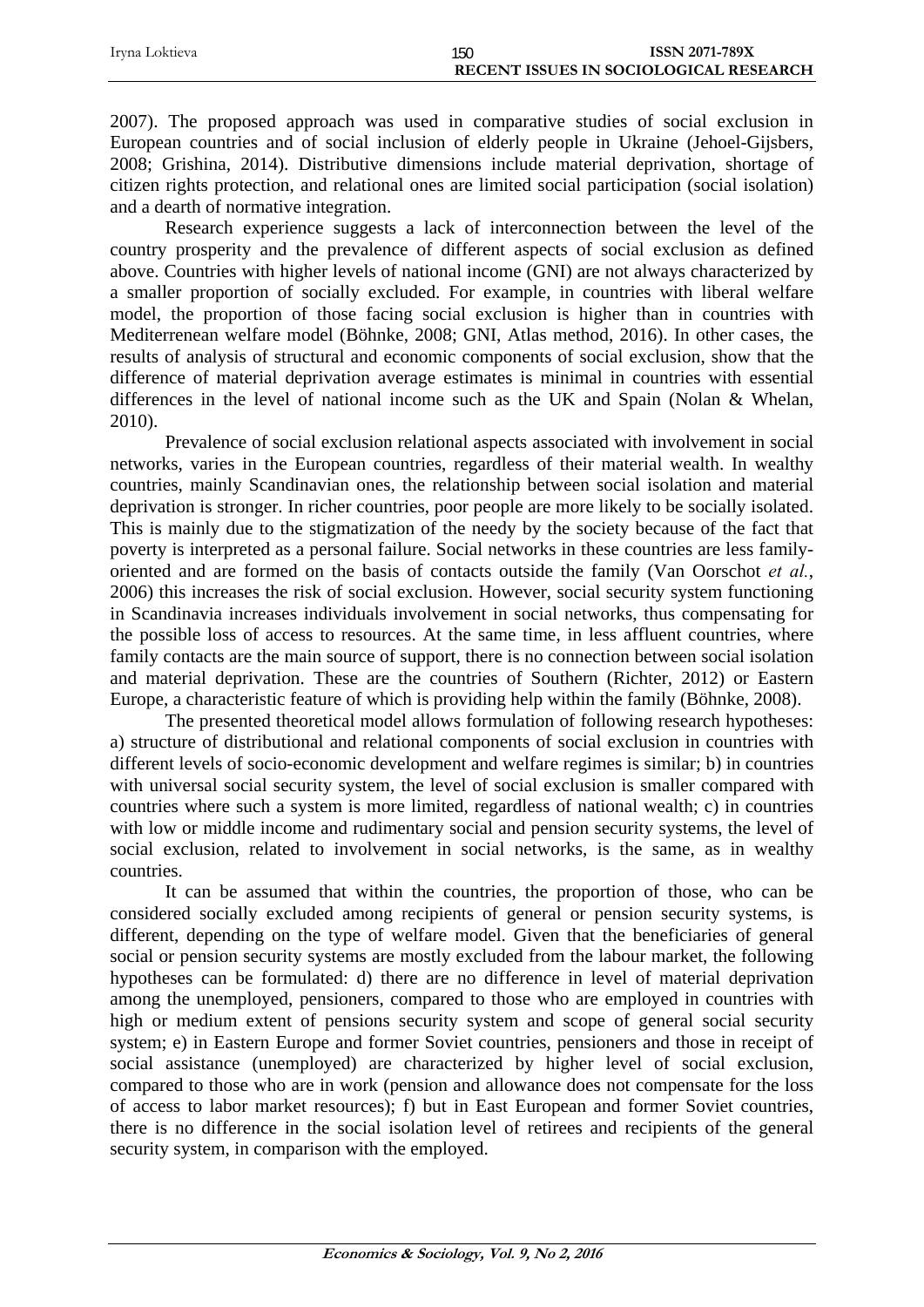2007). The proposed approach was used in comparative studies of social exclusion in European countries and of social inclusion of elderly people in Ukraine (Jehoel-Gijsbers, 2008; Grishina, 2014). Distributive dimensions include material deprivation, shortage of citizen rights protection, and relational ones are limited social participation (social isolation) and a dearth of normative integration.

Research experience suggests a lack of interconnection between the level of the country prosperity and the prevalence of different aspects of social exclusion as defined above. Countries with higher levels of national income (GNI) are not always characterized by a smaller proportion of socially excluded. For example, in countries with liberal welfare model, the proportion of those facing social exclusion is higher than in countries with Mediterrenean welfare model (Böhnke, 2008; GNI, Atlas method, 2016). In other cases, the results of analysis of structural and economic components of social exclusion, show that the difference of material deprivation average estimates is minimal in countries with essential differences in the level of national income such as the UK and Spain (Nolan & Whelan, 2010).

Prevalence of social exclusion relational aspects associated with involvement in social networks, varies in the European countries, regardless of their material wealth. In wealthy countries, mainly Scandinavian ones, the relationship between social isolation and material deprivation is stronger. In richer countries, poor people are more likely to be socially isolated. This is mainly due to the stigmatization of the needy by the society because of the fact that poverty is interpreted as a personal failure. Social networks in these countries are less family-oriented and are formed on the basis of contacts outside the family (Van Oorschot *et al.*, 2006) this increases the risk of social exclusion. However, social security system functioning in Scandinavia increases individuals involvement in social networks, thus compensating for the possible loss of access to resources. At the same time, in less affluent countries, where family contacts are the main source of support, there is no connection between social isolation and material deprivation. These are the countries of Southern (Richter, 2012) or Eastern Europe, a characteristic feature of which is providing help within the family (Böhnke, 2008).

The presented theoretical model allows formulation of following research hypotheses: a) structure of distributional and relational components of social exclusion in countries with different levels of socio-economic development and welfare regimes is similar; b) in countries with universal social security system, the level of social exclusion is smaller compared with countries where such a system is more limited, regardless of national wealth; c) in countries with low or middle income and rudimentary social and pension security systems, the level of social exclusion, related to involvement in social networks, is the same, as in wealthy countries.

It can be assumed that within the countries, the proportion of those, who can be considered socially excluded among recipients of general or pension security systems, is different, depending on the type of welfare model. Given that the beneficiaries of general social or pension security systems are mostly excluded from the labour market, the following hypotheses can be formulated: d) there are no difference in level of material deprivation among the unemployed, pensioners, compared to those who are employed in countries with high or medium extent of pensions security system and scope of general social security system; e) in Eastern Europe and former Soviet countries, pensioners and those in receipt of social assistance (unemployed) are characterized by higher level of social exclusion, compared to those who are in work (pension and allowance does not compensate for the loss of access to labor market resources); f) but in East European and former Soviet countries, there is no difference in the social isolation level of retirees and recipients of the general security system, in comparison with the employed.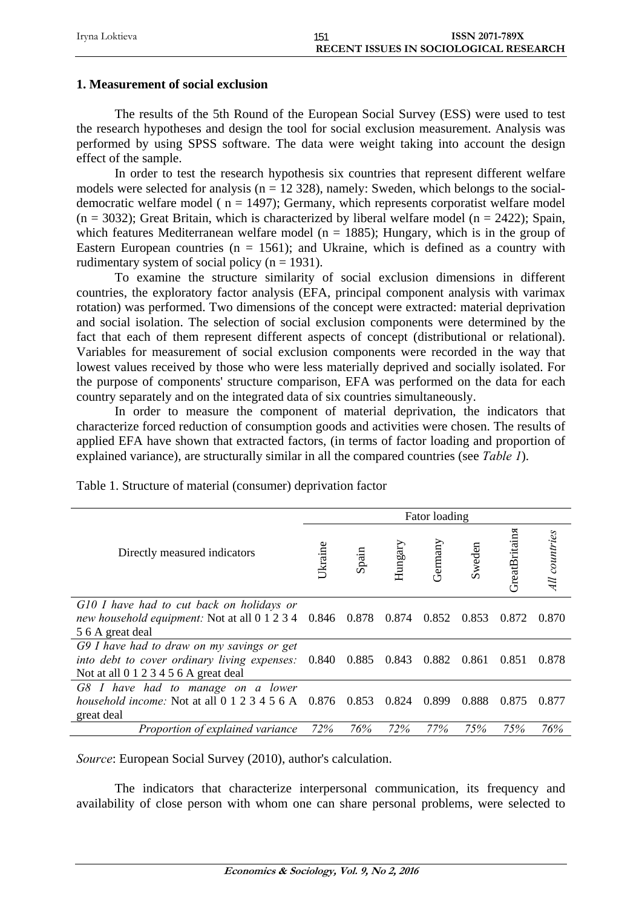## 1. Measurement of social exclusion

The results of the 5th Round of the European Social Survey (ESS) were used to test the research hypotheses and design the tool for social exclusion measurement. Analysis was performed by using SPSS software. The data were weight taking into account the design effect of the sample.

In order to test the research hypothesis six countries that represent different welfare models were selected for analysis (n = 12 328), namely: Sweden, which belongs to the social-democratic welfare model ( n = 1497); Germany, which represents corporatist welfare model (n = 3032); Great Britain, which is characterized by liberal welfare model (n = 2422); Spain, which features Mediterranean welfare model (n = 1885); Hungary, which is in the group of Eastern European countries (n = 1561); and Ukraine, which is defined as a country with rudimentary system of social policy (n = 1931).

To examine the structure similarity of social exclusion dimensions in different countries, the exploratory factor analysis (EFA, principal component analysis with varimax rotation) was performed. Two dimensions of the concept were extracted: material deprivation and social isolation. The selection of social exclusion components were determined by the fact that each of them represent different aspects of concept (distributional or relational). Variables for measurement of social exclusion components were recorded in the way that lowest values received by those who were less materially deprived and socially isolated. For the purpose of components' structure comparison, EFA was performed on the data for each country separately and on the integrated data of six countries simultaneously.

In order to measure the component of material deprivation, the indicators that characterize forced reduction of consumption goods and activities were chosen. The results of applied EFA have shown that extracted factors, (in terms of factor loading and proportion of explained variance), are structurally similar in all the compared countries (see *Table 1*).

Table 1. Structure of material (consumer) deprivation factor

| Directly measured indicators | Fator loading | | | | | | |
|---|---|---|---|---|---|---|---|
| | Ukraine | Spain | Hungary | Germany | Sweden | GreatBritainя | *All countries* |
| *G10 I have had to cut back on holidays or new household equipment:* Not at all 0 1 2 3 4 5 6 A great deal | 0.846 | 0.878 | 0.874 | 0.852 | 0.853 | 0.872 | 0.870 |
| *G9 I have had to draw on my savings or get into debt to cover ordinary living expenses:* Not at all 0 1 2 3 4 5 6 A great deal | 0.840 | 0.885 | 0.843 | 0.882 | 0.861 | 0.851 | 0.878 |
| *G8 I have had to manage on a lower household income:* Not at all 0 1 2 3 4 5 6 A great deal | 0.876 | 0.853 | 0.824 | 0.899 | 0.888 | 0.875 | 0.877 |
| *Proportion of explained variance* | *72%* | *76%* | *72%* | *77%* | *75%* | *75%* | *76%* |

*Source*: European Social Survey (2010), author's calculation.

The indicators that characterize interpersonal communication, its frequency and availability of close person with whom one can share personal problems, were selected to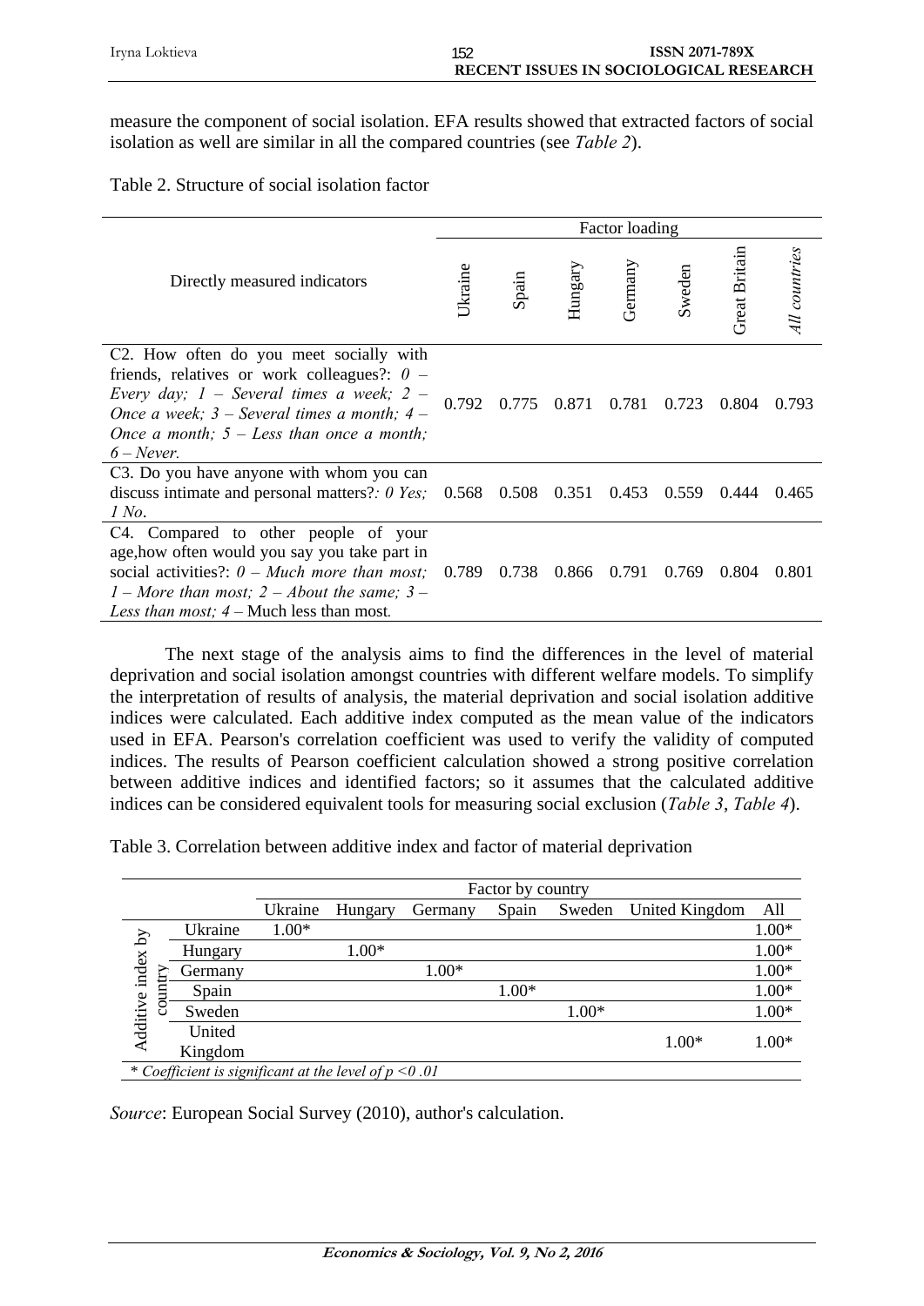measure the component of social isolation. EFA results showed that extracted factors of social isolation as well are similar in all the compared countries (see *Table 2*).

Table 2. Structure of social isolation factor

| Directly measured indicators | Factor loading | | | | | | |
|---|---|---|---|---|---|---|---|
| | Ukraine | Spain | Hungary | Germany | Sweden | Great Britain | *All countries* |
| C2. How often do you meet socially with friends, relatives or work colleagues?: *0 – Every day; 1 – Several times a week; 2 – Once a week; 3 – Several times a month; 4 – Once a month; 5 – Less than once a month; 6 – Never.* | 0.792 | 0.775 | 0.871 | 0.781 | 0.723 | 0.804 | 0.793 |
| C3. Do you have anyone with whom you can discuss intimate and personal matters?*: 0 Yes; 1 No*. | 0.568 | 0.508 | 0.351 | 0.453 | 0.559 | 0.444 | 0.465 |
| C4. Compared to other people of your age,how often would you say you take part in social activities?: *0 – Much more than most; 1 – More than most; 2 – About the same; 3 – Less than most; 4* – Much less than most. | 0.789 | 0.738 | 0.866 | 0.791 | 0.769 | 0.804 | 0.801 |

The next stage of the analysis aims to find the differences in the level of material deprivation and social isolation amongst countries with different welfare models. To simplify the interpretation of results of analysis, the material deprivation and social isolation additive indices were calculated. Each additive index computed as the mean value of the indicators used in EFA. Pearson's correlation coefficient was used to verify the validity of computed indices. The results of Pearson coefficient calculation showed a strong positive correlation between additive indices and identified factors; so it assumes that the calculated additive indices can be considered equivalent tools for measuring social exclusion (*Table 3*, *Table 4*).

Table 3. Correlation between additive index and factor of material deprivation

| | Factor by country | | | | | | |
|---|---|---|---|---|---|---|---|
| Additive index by country | Ukraine | Hungary | Germany | Spain | Sweden | United Kingdom | All |
| Ukraine | 1.00* | | | | | | 1.00* |
| Hungary | | 1.00* | | | | | 1.00* |
| Germany | | | 1.00* | | | | 1.00* |
| Spain | | | | 1.00* | | | 1.00* |
| Sweden | | | | | 1.00* | | 1.00* |
| United Kingdom | | | | | | 1.00* | 1.00* |

*\* Coefficient is significant at the level of p <0 .01*

*Source*: European Social Survey (2010), author's calculation.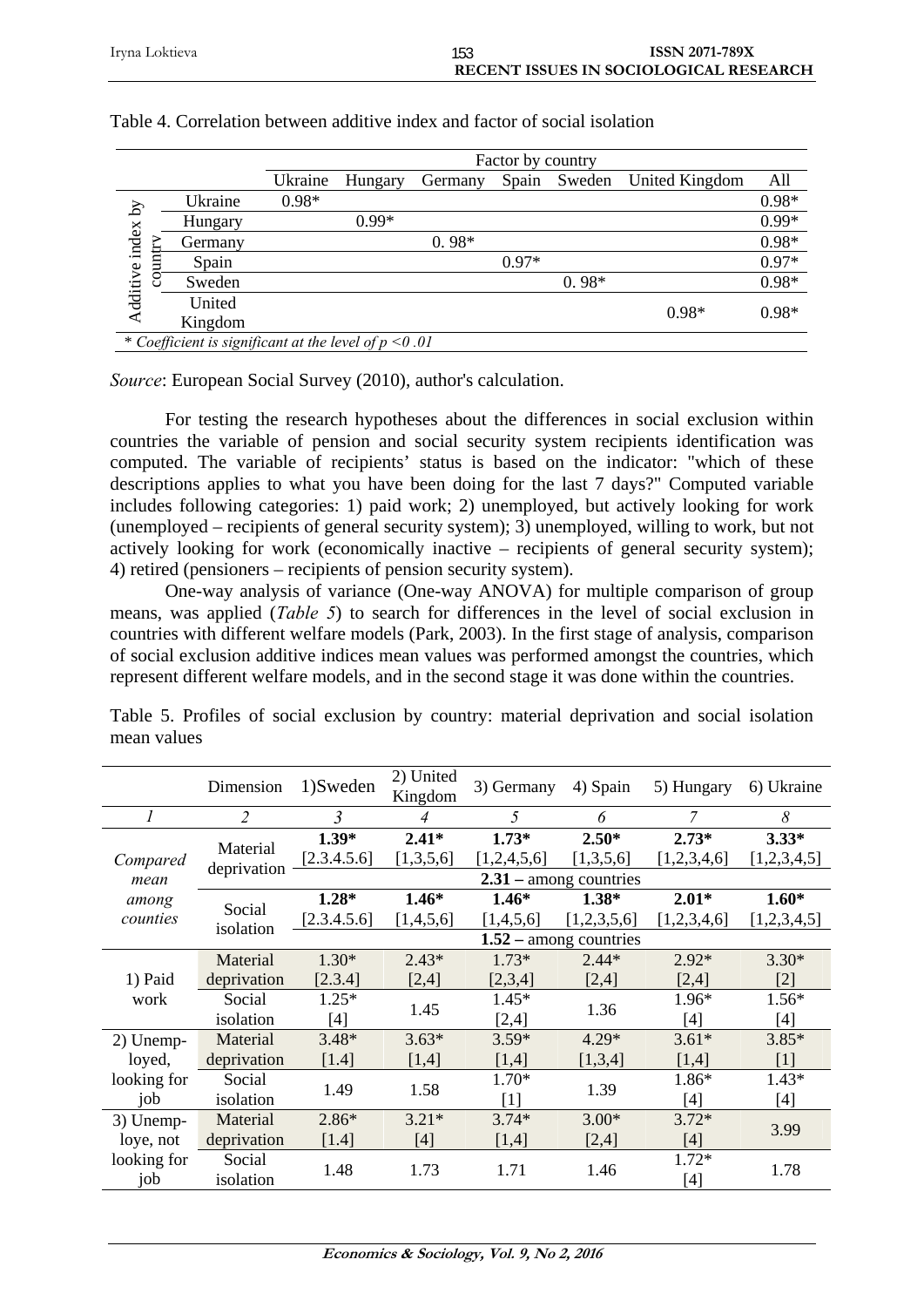Table 4. Correlation between additive index and factor of social isolation

| | | Factor by country | | | | | | |
|---|---|---|---|---|---|---|---|---|
| | | Ukraine | Hungary | Germany | Spain | Sweden | United Kingdom | All |
| Additive index by country | Ukraine | 0.98* | | | | | | 0.98* |
| | Hungary | | 0.99* | | | | | 0.99* |
| | Germany | | | 0. 98* | | | | 0.98* |
| | Spain | | | | 0.97* | | | 0.97* |
| | Sweden | | | | | 0. 98* | | 0.98* |
| | United Kingdom | | | | | | 0.98* | 0.98* |

*\* Coefficient is significant at the level of p <0 .01*

*Source*: European Social Survey (2010), author's calculation.

For testing the research hypotheses about the differences in social exclusion within countries the variable of pension and social security system recipients identification was computed. The variable of recipients' status is based on the indicator: "which of these descriptions applies to what you have been doing for the last 7 days?" Computed variable includes following categories: 1) paid work; 2) unemployed, but actively looking for work (unemployed – recipients of general security system); 3) unemployed, willing to work, but not actively looking for work (economically inactive – recipients of general security system); 4) retired (pensioners – recipients of pension security system).

One-way analysis of variance (One-way ANOVA) for multiple comparison of group means, was applied (*Table 5*) to search for differences in the level of social exclusion in countries with different welfare models (Park, 2003). In the first stage of analysis, comparison of social exclusion additive indices mean values was performed amongst the countries, which represent different welfare models, and in the second stage it was done within the countries.

Table 5. Profiles of social exclusion by country: material deprivation and social isolation mean values

| | Dimension | 1)Sweden | 2) United Kingdom | 3) Germany | 4) Spain | 5) Hungary | 6) Ukraine |
|---|---|---|---|---|---|---|---|
| *1* | *2* | *3* | *4* | *5* | *6* | *7* | *8* |
| *Compared mean among counties* | Material deprivation | **1.39*** [2.3.4.5.6] | **2.41*** [1,3,5,6] | **1.73*** [1,2,4,5,6] | **2.50*** [1,3,5,6] | **2.73*** [1,2,3,4,6] | **3.33*** [1,2,3,4,5] |
| | | **2.31** – among countries | | | | | |
| | Social isolation | **1.28*** [2.3.4.5.6] | **1.46*** [1,4,5,6] | **1.46*** [1,4,5,6] | **1.38*** [1,2,3,5,6] | **2.01*** [1,2,3,4,6] | **1.60*** [1,2,3,4,5] |
| | | **1.52** – among countries | | | | | |
| 1) Paid work | Material deprivation | 1.30* [2.3.4] | 2.43* [2,4] | 1.73* [2,3,4] | 2.44* [2,4] | 2.92* [2,4] | 3.30* [2] |
| | Social isolation | 1.25* [4] | 1.45 | 1.45* [2,4] | 1.36 | 1.96* [4] | 1.56* [4] |
| 2) Unemployed, looking for job | Material deprivation | 3.48* [1.4] | 3.63* [1,4] | 3.59* [1,4] | 4.29* [1,3,4] | 3.61* [1,4] | 3.85* [1] |
| | Social isolation | 1.49 | 1.58 | 1.70* [1] | 1.39 | 1.86* [4] | 1.43* [4] |
| 3) Unemploye, not looking for job | Material deprivation | 2.86* [1.4] | 3.21* [4] | 3.74* [1,4] | 3.00* [2,4] | 3.72* [4] | 3.99 |
| | Social isolation | 1.48 | 1.73 | 1.71 | 1.46 | 1.72* [4] | 1.78 |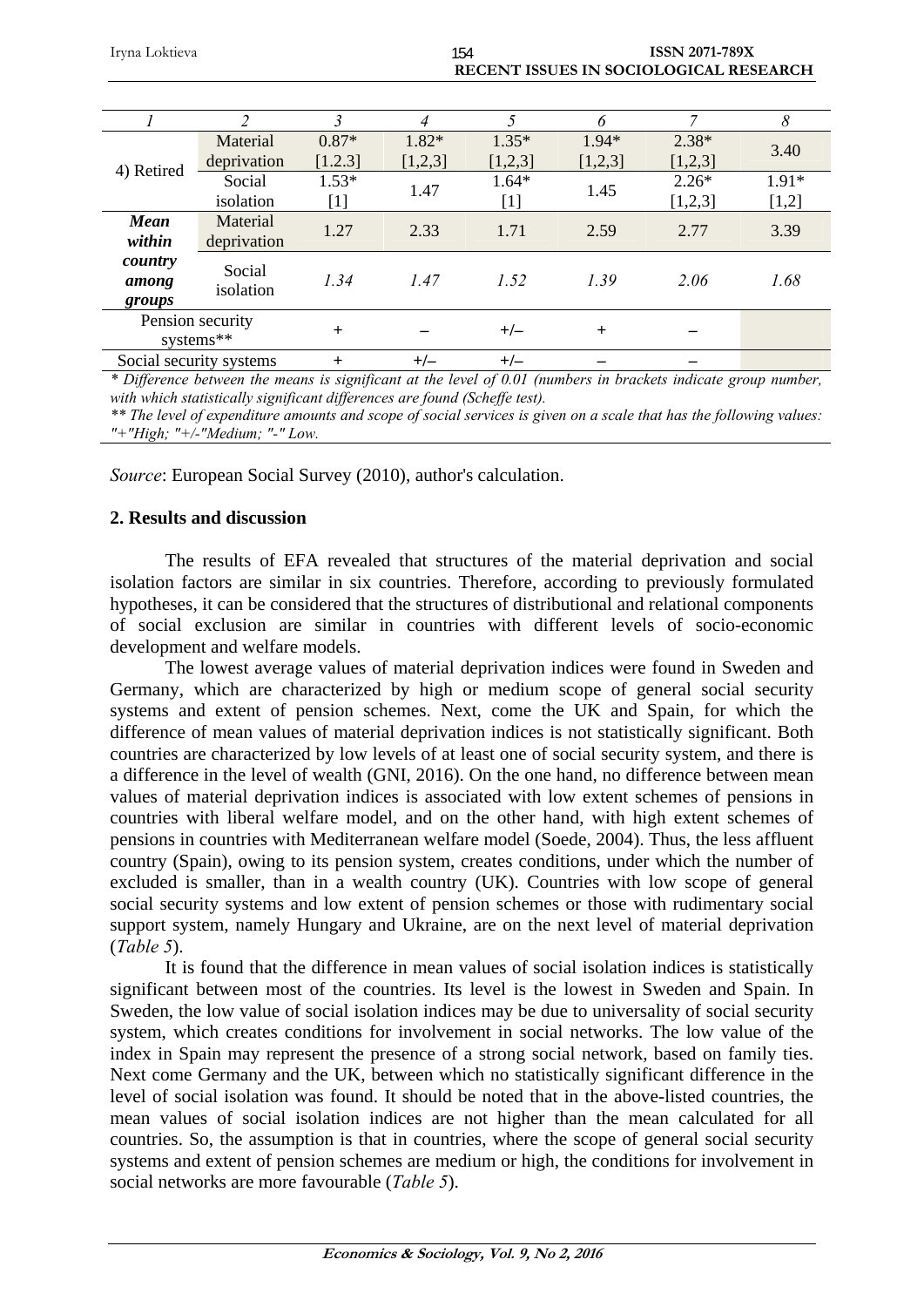| 1 | 2 | 3 | 4 | 5 | 6 | 7 | 8 |
|---|---|---|---|---|---|---|---|
| 4) Retired | Material deprivation | 0.87* [1.2.3] | 1.82* [1,2,3] | 1.35* [1,2,3] | 1.94* [1,2,3] | 2.38* [1,2,3] | 3.40 |
| | Social isolation | 1.53* [1] | 1.47 | 1.64* [1] | 1.45 | 2.26* [1,2,3] | 1.91* [1,2] |
| ***Mean within country among groups*** | Material deprivation | 1.27 | 2.33 | 1.71 | 2.59 | 2.77 | 3.39 |
| | Social isolation | *1.34* | *1.47* | *1.52* | *1.39* | *2.06* | *1.68* |
| Pension security systems** | | + | – | +/– | + | – | |
| Social security systems | | + | +/– | +/– | – | – | |

*\* Difference between the means is significant at the level of 0.01 (numbers in brackets indicate group number, with which statistically significant differences are found (Scheffe test).*

*\*\* The level of expenditure amounts and scope of social services is given on a scale that has the following values: "+"High; "+/-"Medium; "-" Low.*

*Source*: European Social Survey (2010), author's calculation.

## 2. Results and discussion

The results of EFA revealed that structures of the material deprivation and social isolation factors are similar in six countries. Therefore, according to previously formulated hypotheses, it can be considered that the structures of distributional and relational components of social exclusion are similar in countries with different levels of socio-economic development and welfare models.

The lowest average values of material deprivation indices were found in Sweden and Germany, which are characterized by high or medium scope of general social security systems and extent of pension schemes. Next, come the UK and Spain, for which the difference of mean values of material deprivation indices is not statistically significant. Both countries are characterized by low levels of at least one of social security system, and there is a difference in the level of wealth (GNI, 2016). On the one hand, no difference between mean values of material deprivation indices is associated with low extent schemes of pensions in countries with liberal welfare model, and on the other hand, with high extent schemes of pensions in countries with Mediterranean welfare model (Soede, 2004). Thus, the less affluent country (Spain), owing to its pension system, creates conditions, under which the number of excluded is smaller, than in a wealth country (UK). Countries with low scope of general social security systems and low extent of pension schemes or those with rudimentary social support system, namely Hungary and Ukraine, are on the next level of material deprivation (*Table 5*).

It is found that the difference in mean values of social isolation indices is statistically significant between most of the countries. Its level is the lowest in Sweden and Spain. In Sweden, the low value of social isolation indices may be due to universality of social security system, which creates conditions for involvement in social networks. The low value of the index in Spain may represent the presence of a strong social network, based on family ties. Next come Germany and the UK, between which no statistically significant difference in the level of social isolation was found. It should be noted that in the above-listed countries, the mean values of social isolation indices are not higher than the mean calculated for all countries. So, the assumption is that in countries, where the scope of general social security systems and extent of pension schemes are medium or high, the conditions for involvement in social networks are more favourable (*Table 5*).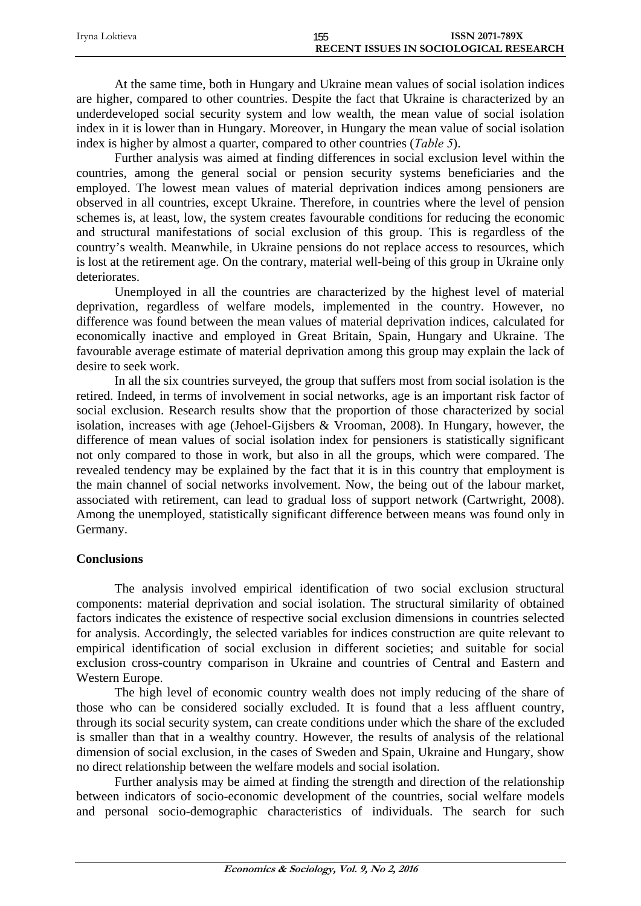At the same time, both in Hungary and Ukraine mean values of social isolation indices are higher, compared to other countries. Despite the fact that Ukraine is characterized by an underdeveloped social security system and low wealth, the mean value of social isolation index in it is lower than in Hungary. Moreover, in Hungary the mean value of social isolation index is higher by almost a quarter, compared to other countries (*Table 5*).

Further analysis was aimed at finding differences in social exclusion level within the countries, among the general social or pension security systems beneficiaries and the employed. The lowest mean values of material deprivation indices among pensioners are observed in all countries, except Ukraine. Therefore, in countries where the level of pension schemes is, at least, low, the system creates favourable conditions for reducing the economic and structural manifestations of social exclusion of this group. This is regardless of the country's wealth. Meanwhile, in Ukraine pensions do not replace access to resources, which is lost at the retirement age. On the contrary, material well-being of this group in Ukraine only deteriorates.

Unemployed in all the countries are characterized by the highest level of material deprivation, regardless of welfare models, implemented in the country. However, no difference was found between the mean values of material deprivation indices, calculated for economically inactive and employed in Great Britain, Spain, Hungary and Ukraine. The favourable average estimate of material deprivation among this group may explain the lack of desire to seek work.

In all the six countries surveyed, the group that suffers most from social isolation is the retired. Indeed, in terms of involvement in social networks, age is an important risk factor of social exclusion. Research results show that the proportion of those characterized by social isolation, increases with age (Jehoel-Gijsbers & Vrooman, 2008). In Hungary, however, the difference of mean values of social isolation index for pensioners is statistically significant not only compared to those in work, but also in all the groups, which were compared. The revealed tendency may be explained by the fact that it is in this country that employment is the main channel of social networks involvement. Now, the being out of the labour market, associated with retirement, can lead to gradual loss of support network (Cartwright, 2008). Among the unemployed, statistically significant difference between means was found only in Germany.

## Conclusions

The analysis involved empirical identification of two social exclusion structural components: material deprivation and social isolation. The structural similarity of obtained factors indicates the existence of respective social exclusion dimensions in countries selected for analysis. Accordingly, the selected variables for indices construction are quite relevant to empirical identification of social exclusion in different societies; and suitable for social exclusion cross-country comparison in Ukraine and countries of Central and Eastern and Western Europe.

The high level of economic country wealth does not imply reducing of the share of those who can be considered socially excluded. It is found that a less affluent country, through its social security system, can create conditions under which the share of the excluded is smaller than that in a wealthy country. However, the results of analysis of the relational dimension of social exclusion, in the cases of Sweden and Spain, Ukraine and Hungary, show no direct relationship between the welfare models and social isolation.

Further analysis may be aimed at finding the strength and direction of the relationship between indicators of socio-economic development of the countries, social welfare models and personal socio-demographic characteristics of individuals. The search for such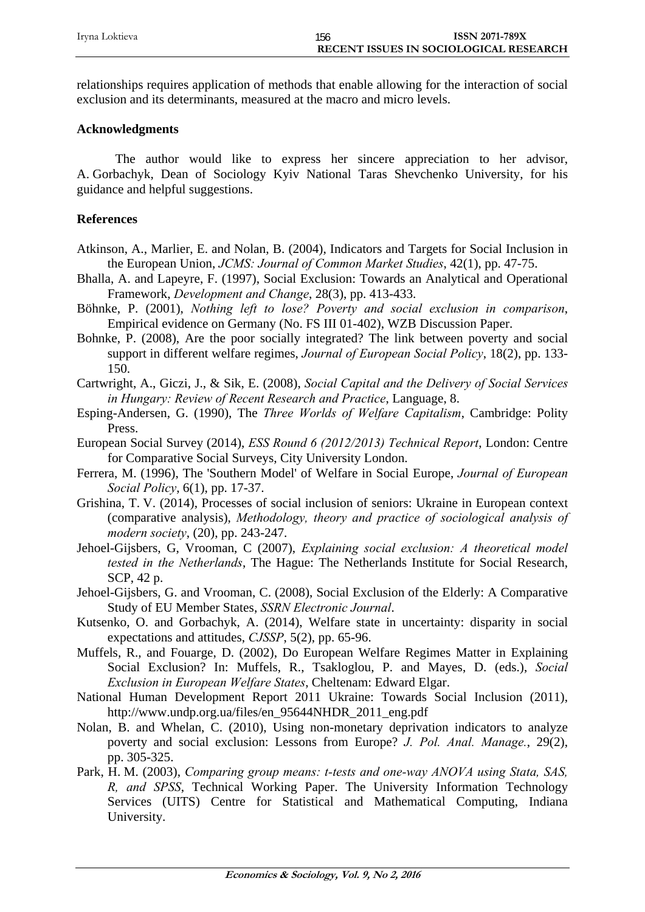relationships requires application of methods that enable allowing for the interaction of social exclusion and its determinants, measured at the macro and micro levels.

**Acknowledgments**

The author would like to express her sincere appreciation to her advisor, A. Gorbachyk, Dean of Sociology Kyiv National Taras Shevchenko University, for his guidance and helpful suggestions.

**References**

Atkinson, A., Marlier, E. and Nolan, B. (2004), Indicators and Targets for Social Inclusion in the European Union, *JCMS: Journal of Common Market Studies*, 42(1), pp. 47-75.

Bhalla, A. and Lapeyre, F. (1997), Social Exclusion: Towards an Analytical and Operational Framework, *Development and Change*, 28(3), pp. 413-433.

Böhnke, P. (2001), *Nothing left to lose? Poverty and social exclusion in comparison*, Empirical evidence on Germany (No. FS III 01-402), WZB Discussion Paper.

Bohnke, P. (2008), Are the poor socially integrated? The link between poverty and social support in different welfare regimes, *Journal of European Social Policy*, 18(2), pp. 133-150.

Cartwright, A., Giczi, J., & Sik, E. (2008), *Social Capital and the Delivery of Social Services in Hungary: Review of Recent Research and Practice*, Language, 8.

Esping-Andersen, G. (1990), The *Three Worlds of Welfare Capitalism*, Cambridge: Polity Press.

European Social Survey (2014), *ESS Round 6 (2012/2013) Technical Report*, London: Centre for Comparative Social Surveys, City University London.

Ferrera, M. (1996), The 'Southern Model' of Welfare in Social Europe, *Journal of European Social Policy*, 6(1), pp. 17-37.

Grishina, T. V. (2014), Processes of social inclusion of seniors: Ukraine in European context (comparative analysis), *Methodology, theory and practice of sociological analysis of modern society*, (20), pp. 243-247.

Jehoel-Gijsbers, G, Vrooman, C (2007), *Explaining social exclusion: A theoretical model tested in the Netherlands*, The Hague: The Netherlands Institute for Social Research, SCP, 42 p.

Jehoel-Gijsbers, G. and Vrooman, C. (2008), Social Exclusion of the Elderly: A Comparative Study of EU Member States, *SSRN Electronic Journal*.

Kutsenko, O. and Gorbachyk, A. (2014), Welfare state in uncertainty: disparity in social expectations and attitudes, *CJSSP*, 5(2), pp. 65-96.

Muffels, R., and Fouarge, D. (2002), Do European Welfare Regimes Matter in Explaining Social Exclusion? In: Muffels, R., Tsakloglou, P. and Mayes, D. (eds.), *Social Exclusion in European Welfare States*, Cheltenam: Edward Elgar.

National Human Development Report 2011 Ukraine: Towards Social Inclusion (2011), http://www.undp.org.ua/files/en_95644NHDR_2011_eng.pdf

Nolan, B. and Whelan, C. (2010), Using non-monetary deprivation indicators to analyze poverty and social exclusion: Lessons from Europe? *J. Pol. Anal. Manage.*, 29(2), pp. 305-325.

Park, H. M. (2003), *Comparing group means: t-tests and one-way ANOVA using Stata, SAS, R, and SPSS*, Technical Working Paper. The University Information Technology Services (UITS) Centre for Statistical and Mathematical Computing, Indiana University.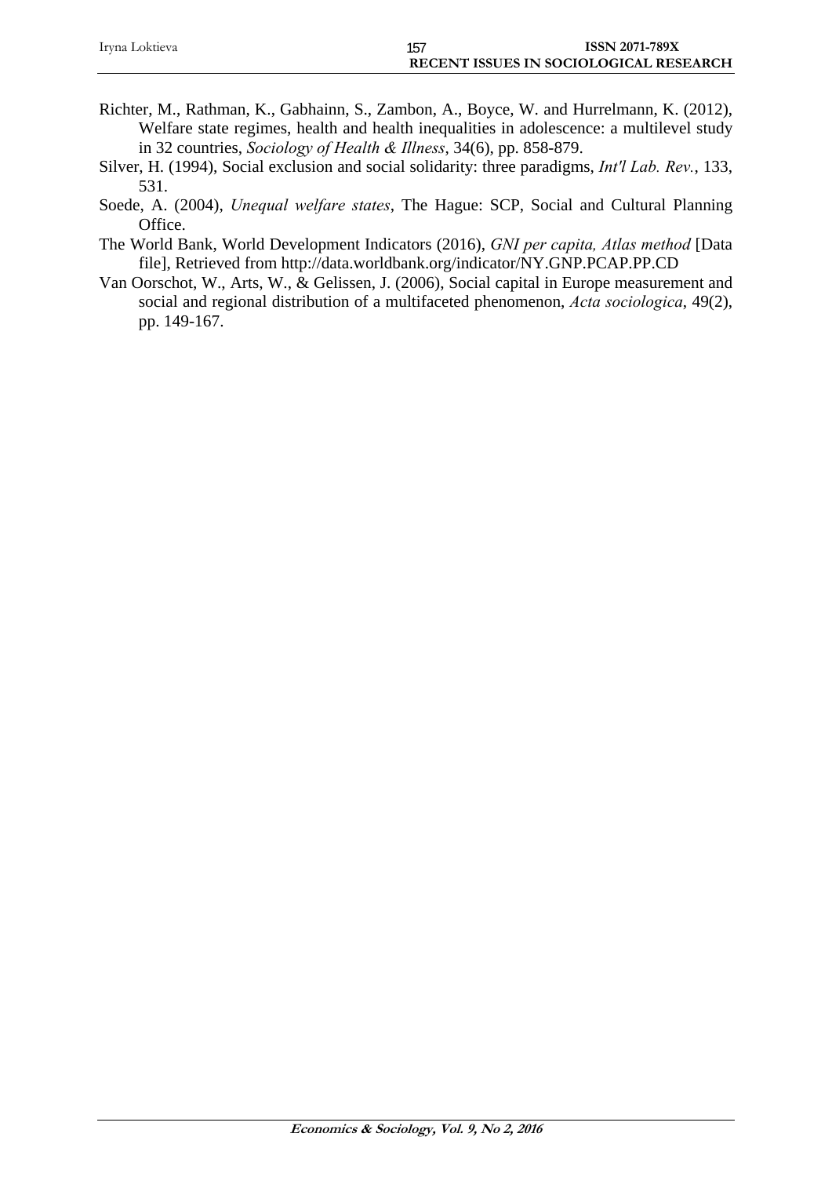Richter, M., Rathman, K., Gabhainn, S., Zambon, A., Boyce, W. and Hurrelmann, K. (2012), Welfare state regimes, health and health inequalities in adolescence: a multilevel study in 32 countries, *Sociology of Health & Illness*, 34(6), pp. 858-879.

Silver, H. (1994), Social exclusion and social solidarity: three paradigms, *Int'l Lab. Rev.*, 133, 531.

Soede, A. (2004), *Unequal welfare states*, The Hague: SCP, Social and Cultural Planning Office.

The World Bank, World Development Indicators (2016), *GNI per capita, Atlas method* [Data file], Retrieved from http://data.worldbank.org/indicator/NY.GNP.PCAP.PP.CD

Van Oorschot, W., Arts, W., & Gelissen, J. (2006), Social capital in Europe measurement and social and regional distribution of a multifaceted phenomenon, *Acta sociologica*, 49(2), pp. 149-167.